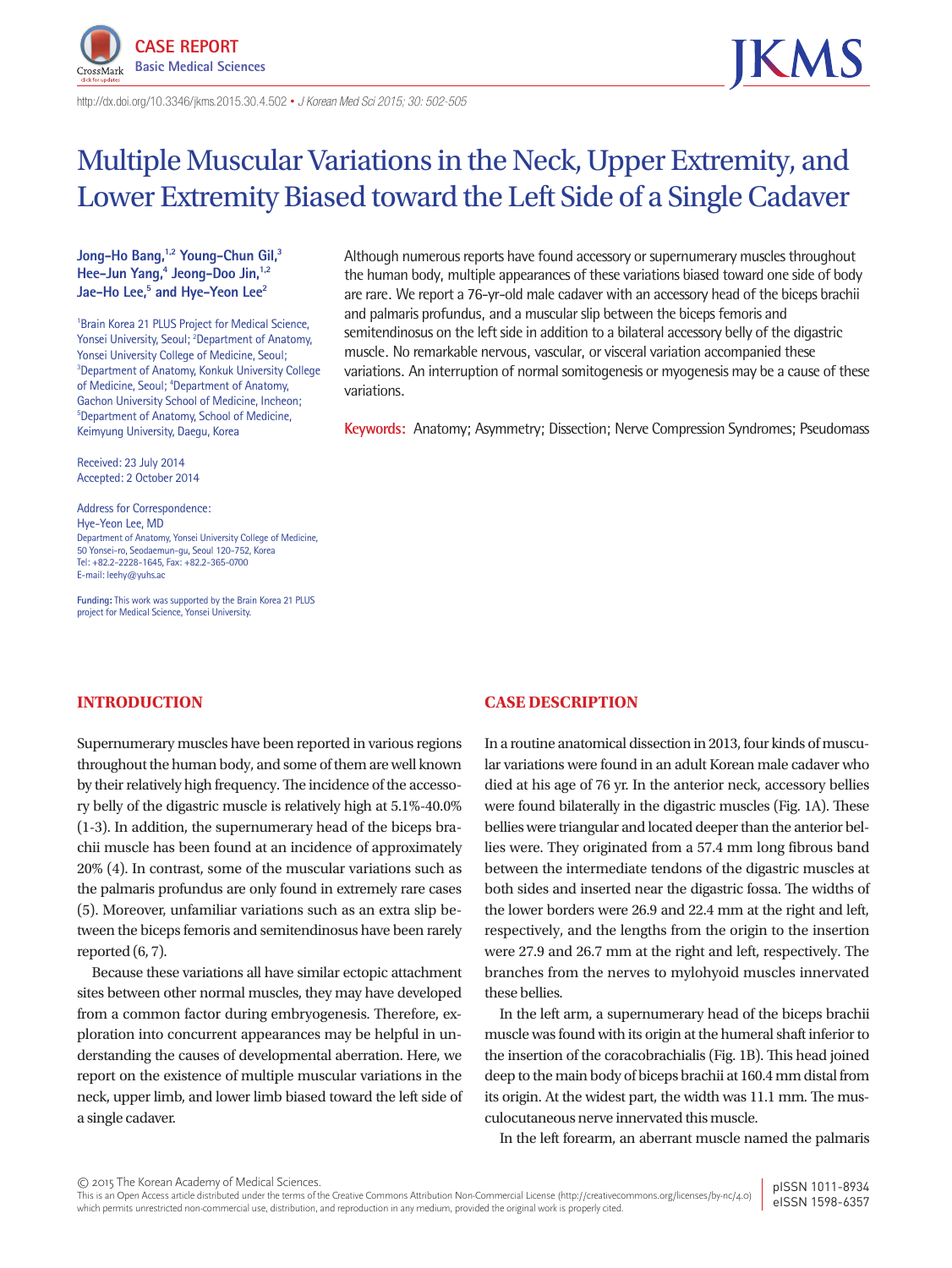CASE REPORT
Basic Medical Sciences

http://dx.doi.org/10.3346/jkms.2015.30.4.502 • J Korean Med Sci 2015; 30: 502-505

# Multiple Muscular Variations in the Neck, Upper Extremity, and Lower Extremity Biased toward the Left Side of a Single Cadaver

**Jong-Ho Bang,[1,2] Young-Chun Gil,[3] Hee-Jun Yang,[4] Jeong-Doo Jin,[1,2] Jae-Ho Lee,[5] and Hye-Yeon Lee[2]**

[1]Brain Korea 21 PLUS Project for Medical Science, Yonsei University, Seoul; [2]Department of Anatomy, Yonsei University College of Medicine, Seoul; [3]Department of Anatomy, Konkuk University College of Medicine, Seoul; [4]Department of Anatomy, Gachon University School of Medicine, Incheon; [5]Department of Anatomy, School of Medicine, Keimyung University, Daegu, Korea

Received: 23 July 2014
Accepted: 2 October 2014

Address for Correspondence:
Hye-Yeon Lee, MD
Department of Anatomy, Yonsei University College of Medicine, 50 Yonsei-ro, Seodaemun-gu, Seoul 120-752, Korea
Tel: +82.2-2228-1645, Fax: +82.2-365-0700
E-mail: leehy@yuhs.ac

**Funding:** This work was supported by the Brain Korea 21 PLUS project for Medical Science, Yonsei University.

Although numerous reports have found accessory or supernumerary muscles throughout the human body, multiple appearances of these variations biased toward one side of body are rare. We report a 76-yr-old male cadaver with an accessory head of the biceps brachii and palmaris profundus, and a muscular slip between the biceps femoris and semitendinosus on the left side in addition to a bilateral accessory belly of the digastric muscle. No remarkable nervous, vascular, or visceral variation accompanied these variations. An interruption of normal somitogenesis or myogenesis may be a cause of these variations.

**Keywords:** Anatomy; Asymmetry; Dissection; Nerve Compression Syndromes; Pseudomass

## INTRODUCTION

Supernumerary muscles have been reported in various regions throughout the human body, and some of them are well known by their relatively high frequency. The incidence of the accessory belly of the digastric muscle is relatively high at 5.1%-40.0% (1-3). In addition, the supernumerary head of the biceps brachii muscle has been found at an incidence of approximately 20% (4). In contrast, some of the muscular variations such as the palmaris profundus are only found in extremely rare cases (5). Moreover, unfamiliar variations such as an extra slip between the biceps femoris and semitendinosus have been rarely reported (6, 7).

Because these variations all have similar ectopic attachment sites between other normal muscles, they may have developed from a common factor during embryogenesis. Therefore, exploration into concurrent appearances may be helpful in understanding the causes of developmental aberration. Here, we report on the existence of multiple muscular variations in the neck, upper limb, and lower limb biased toward the left side of a single cadaver.

## CASE DESCRIPTION

In a routine anatomical dissection in 2013, four kinds of muscular variations were found in an adult Korean male cadaver who died at his age of 76 yr. In the anterior neck, accessory bellies were found bilaterally in the digastric muscles (Fig. 1A). These bellies were triangular and located deeper than the anterior bellies were. They originated from a 57.4 mm long fibrous band between the intermediate tendons of the digastric muscles at both sides and inserted near the digastric fossa. The widths of the lower borders were 26.9 and 22.4 mm at the right and left, respectively, and the lengths from the origin to the insertion were 27.9 and 26.7 mm at the right and left, respectively. The branches from the nerves to mylohyoid muscles innervated these bellies.

In the left arm, a supernumerary head of the biceps brachii muscle was found with its origin at the humeral shaft inferior to the insertion of the coracobrachialis (Fig. 1B). This head joined deep to the main body of biceps brachii at 160.4 mm distal from its origin. At the widest part, the width was 11.1 mm. The musculocutaneous nerve innervated this muscle.

In the left forearm, an aberrant muscle named the palmaris

© 2015 The Korean Academy of Medical Sciences.
This is an Open Access article distributed under the terms of the Creative Commons Attribution Non-Commercial License (http://creativecommons.org/licenses/by-nc/4.0) which permits unrestricted non-commercial use, distribution, and reproduction in any medium, provided the original work is properly cited.

pISSN 1011-8934
eISSN 1598-6357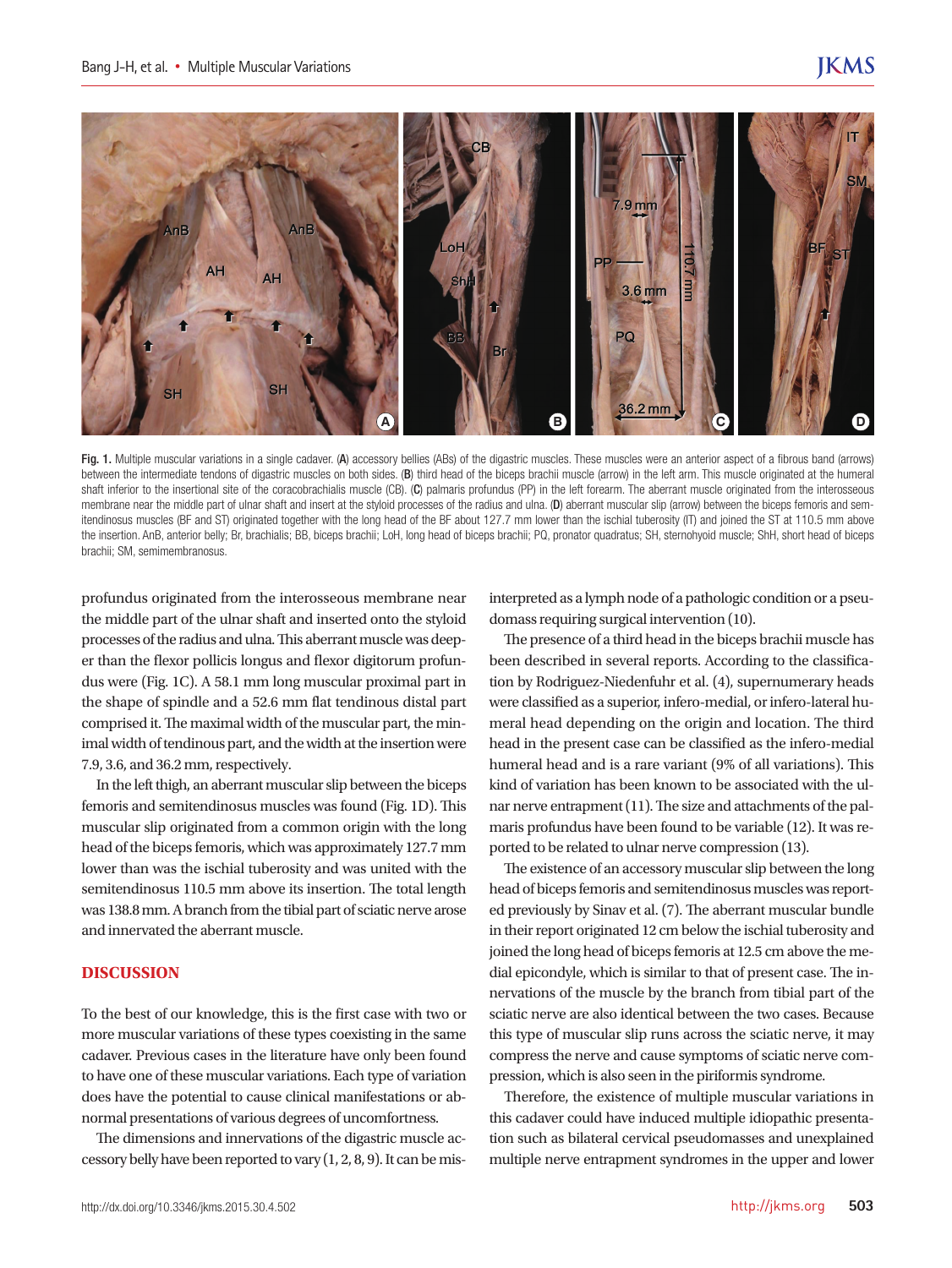Fig. 1. Multiple muscular variations in a single cadaver. (**A**) accessory bellies (ABs) of the digastric muscles. These muscles were an anterior aspect of a fibrous band (arrows) between the intermediate tendons of digastric muscles on both sides. (**B**) third head of the biceps brachii muscle (arrow) in the left arm. This muscle originated at the humeral shaft inferior to the insertional site of the coracobrachialis muscle (CB). (**C**) palmaris profundus (PP) in the left forearm. The aberrant muscle originated from the interosseous membrane near the middle part of ulnar shaft and insert at the styloid processes of the radius and ulna. (**D**) aberrant muscular slip (arrow) between the biceps femoris and semitendinosus muscles (BF and ST) originated together with the long head of the BF about 127.7 mm lower than the ischial tuberosity (IT) and joined the ST at 110.5 mm above the insertion. AnB, anterior belly; Br, brachialis; BB, biceps brachii; LoH, long head of biceps brachii; PQ, pronator quadratus; SH, sternohyoid muscle; ShH, short head of biceps brachii; SM, semimembranosus.

profundus originated from the interosseous membrane near the middle part of the ulnar shaft and inserted onto the styloid processes of the radius and ulna. This aberrant muscle was deeper than the flexor pollicis longus and flexor digitorum profundus were (Fig. 1C). A 58.1 mm long muscular proximal part in the shape of spindle and a 52.6 mm flat tendinous distal part comprised it. The maximal width of the muscular part, the minimal width of tendinous part, and the width at the insertion were 7.9, 3.6, and 36.2 mm, respectively.

In the left thigh, an aberrant muscular slip between the biceps femoris and semitendinosus muscles was found (Fig. 1D). This muscular slip originated from a common origin with the long head of the biceps femoris, which was approximately 127.7 mm lower than was the ischial tuberosity and was united with the semitendinosus 110.5 mm above its insertion. The total length was 138.8 mm. A branch from the tibial part of sciatic nerve arose and innervated the aberrant muscle.

## DISCUSSION

To the best of our knowledge, this is the first case with two or more muscular variations of these types coexisting in the same cadaver. Previous cases in the literature have only been found to have one of these muscular variations. Each type of variation does have the potential to cause clinical manifestations or abnormal presentations of various degrees of uncomfortness.

The dimensions and innervations of the digastric muscle accessory belly have been reported to vary (1, 2, 8, 9). It can be misinterpreted as a lymph node of a pathologic condition or a pseudomass requiring surgical intervention (10).

The presence of a third head in the biceps brachii muscle has been described in several reports. According to the classification by Rodriguez-Niedenfuhr et al. (4), supernumerary heads were classified as a superior, infero-medial, or infero-lateral humeral head depending on the origin and location. The third head in the present case can be classified as the infero-medial humeral head and is a rare variant (9% of all variations). This kind of variation has been known to be associated with the ulnar nerve entrapment (11). The size and attachments of the palmaris profundus have been found to be variable (12). It was reported to be related to ulnar nerve compression (13).

The existence of an accessory muscular slip between the long head of biceps femoris and semitendinosus muscles was reported previously by Sinav et al. (7). The aberrant muscular bundle in their report originated 12 cm below the ischial tuberosity and joined the long head of biceps femoris at 12.5 cm above the medial epicondyle, which is similar to that of present case. The innervations of the muscle by the branch from tibial part of the sciatic nerve are also identical between the two cases. Because this type of muscular slip runs across the sciatic nerve, it may compress the nerve and cause symptoms of sciatic nerve compression, which is also seen in the piriformis syndrome.

Therefore, the existence of multiple muscular variations in this cadaver could have induced multiple idiopathic presentation such as bilateral cervical pseudomasses and unexplained multiple nerve entrapment syndromes in the upper and lower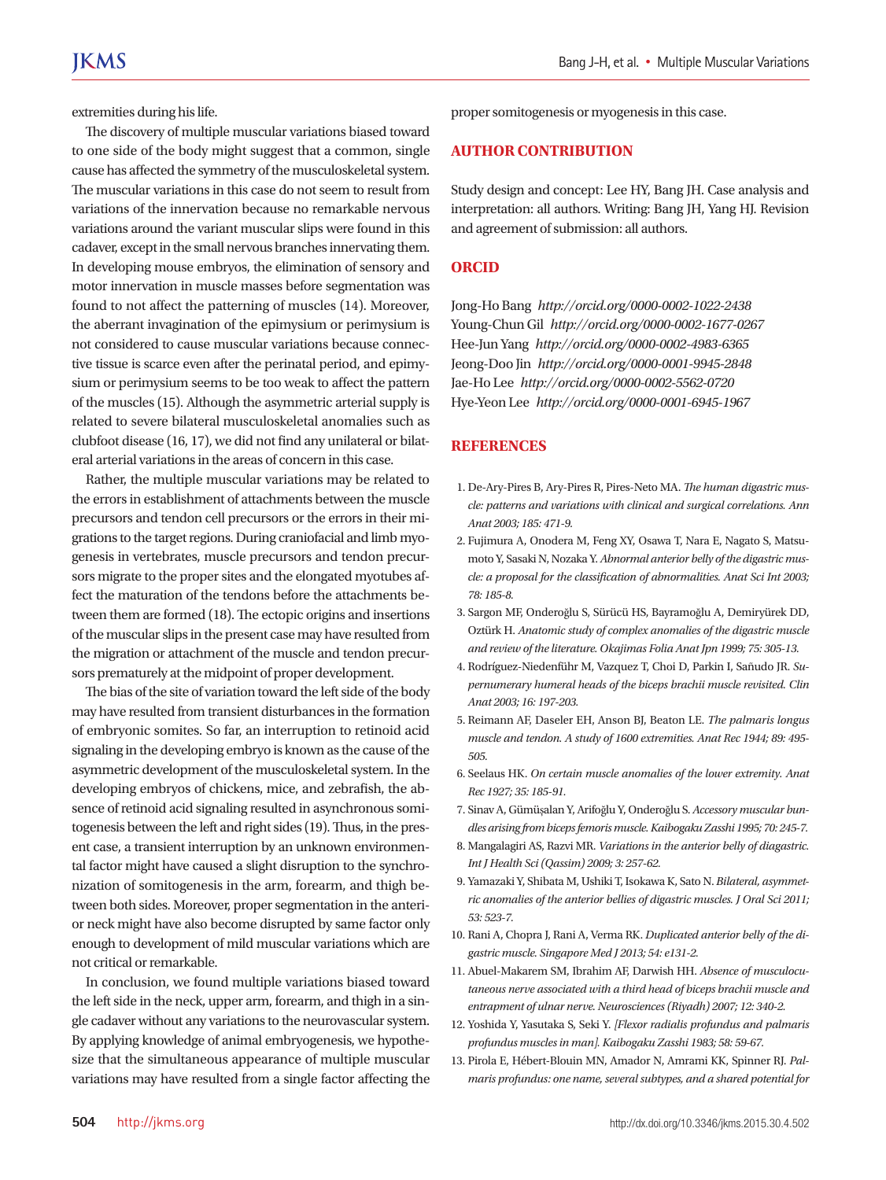extremities during his life.

The discovery of multiple muscular variations biased toward to one side of the body might suggest that a common, single cause has affected the symmetry of the musculoskeletal system. The muscular variations in this case do not seem to result from variations of the innervation because no remarkable nervous variations around the variant muscular slips were found in this cadaver, except in the small nervous branches innervating them. In developing mouse embryos, the elimination of sensory and motor innervation in muscle masses before segmentation was found to not affect the patterning of muscles (14). Moreover, the aberrant invagination of the epimysium or perimysium is not considered to cause muscular variations because connective tissue is scarce even after the perinatal period, and epimysium or perimysium seems to be too weak to affect the pattern of the muscles (15). Although the asymmetric arterial supply is related to severe bilateral musculoskeletal anomalies such as clubfoot disease (16, 17), we did not find any unilateral or bilateral arterial variations in the areas of concern in this case.

Rather, the multiple muscular variations may be related to the errors in establishment of attachments between the muscle precursors and tendon cell precursors or the errors in their migrations to the target regions. During craniofacial and limb myogenesis in vertebrates, muscle precursors and tendon precursors migrate to the proper sites and the elongated myotubes affect the maturation of the tendons before the attachments between them are formed (18). The ectopic origins and insertions of the muscular slips in the present case may have resulted from the migration or attachment of the muscle and tendon precursors prematurely at the midpoint of proper development.

The bias of the site of variation toward the left side of the body may have resulted from transient disturbances in the formation of embryonic somites. So far, an interruption to retinoid acid signaling in the developing embryo is known as the cause of the asymmetric development of the musculoskeletal system. In the developing embryos of chickens, mice, and zebrafish, the absence of retinoid acid signaling resulted in asynchronous somitogenesis between the left and right sides (19). Thus, in the present case, a transient interruption by an unknown environmental factor might have caused a slight disruption to the synchronization of somitogenesis in the arm, forearm, and thigh between both sides. Moreover, proper segmentation in the anterior neck might have also become disrupted by same factor only enough to development of mild muscular variations which are not critical or remarkable.

In conclusion, we found multiple variations biased toward the left side in the neck, upper arm, forearm, and thigh in a single cadaver without any variations to the neurovascular system. By applying knowledge of animal embryogenesis, we hypothesize that the simultaneous appearance of multiple muscular variations may have resulted from a single factor affecting the proper somitogenesis or myogenesis in this case.

## AUTHOR CONTRIBUTION

Study design and concept: Lee HY, Bang JH. Case analysis and interpretation: all authors. Writing: Bang JH, Yang HJ. Revision and agreement of submission: all authors.

## ORCID

Jong-Ho Bang *http://orcid.org/0000-0002-1022-2438*
Young-Chun Gil *http://orcid.org/0000-0002-1677-0267*
Hee-Jun Yang *http://orcid.org/0000-0002-4983-6365*
Jeong-Doo Jin *http://orcid.org/0000-0001-9945-2848*
Jae-Ho Lee *http://orcid.org/0000-0002-5562-0720*
Hye-Yeon Lee *http://orcid.org/0000-0001-6945-1967*

## REFERENCES

1. De-Ary-Pires B, Ary-Pires R, Pires-Neto MA. *The human digastric muscle: patterns and variations with clinical and surgical correlations. Ann Anat 2003; 185: 471-9.*
2. Fujimura A, Onodera M, Feng XY, Osawa T, Nara E, Nagato S, Matsumoto Y, Sasaki N, Nozaka Y. *Abnormal anterior belly of the digastric muscle: a proposal for the classification of abnormalities. Anat Sci Int 2003; 78: 185-8.*
3. Sargon MF, Onderoğlu S, Sürücü HS, Bayramoğlu A, Demiryürek DD, Oztürk H. *Anatomic study of complex anomalies of the digastric muscle and review of the literature. Okajimas Folia Anat Jpn 1999; 75: 305-13.*
4. Rodríguez-Niedenführ M, Vazquez T, Choi D, Parkin I, Sañudo JR. *Supernumerary humeral heads of the biceps brachii muscle revisited. Clin Anat 2003; 16: 197-203.*
5. Reimann AF, Daseler EH, Anson BJ, Beaton LE. *The palmaris longus muscle and tendon. A study of 1600 extremities. Anat Rec 1944; 89: 495-505.*
6. Seelaus HK. *On certain muscle anomalies of the lower extremity. Anat Rec 1927; 35: 185-91.*
7. Sinav A, Gümüşalan Y, Arifoğlu Y, Onderoğlu S. *Accessory muscular bundles arising from biceps femoris muscle. Kaibogaku Zasshi 1995; 70: 245-7.*
8. Mangalagiri AS, Razvi MR. *Variations in the anterior belly of diagastric. Int J Health Sci (Qassim) 2009; 3: 257-62.*
9. Yamazaki Y, Shibata M, Ushiki T, Isokawa K, Sato N. *Bilateral, asymmetric anomalies of the anterior bellies of digastric muscles. J Oral Sci 2011; 53: 523-7.*
10. Rani A, Chopra J, Rani A, Verma RK. *Duplicated anterior belly of the digastric muscle. Singapore Med J 2013; 54: e131-2.*
11. Abuel-Makarem SM, Ibrahim AF, Darwish HH. *Absence of musculocutaneous nerve associated with a third head of biceps brachii muscle and entrapment of ulnar nerve. Neurosciences (Riyadh) 2007; 12: 340-2.*
12. Yoshida Y, Yasutaka S, Seki Y. *[Flexor radialis profundus and palmaris profundus muscles in man]. Kaibogaku Zasshi 1983; 58: 59-67.*
13. Pirola E, Hébert-Blouin MN, Amador N, Amrami KK, Spinner RJ. *Palmaris profundus: one name, several subtypes, and a shared potential for*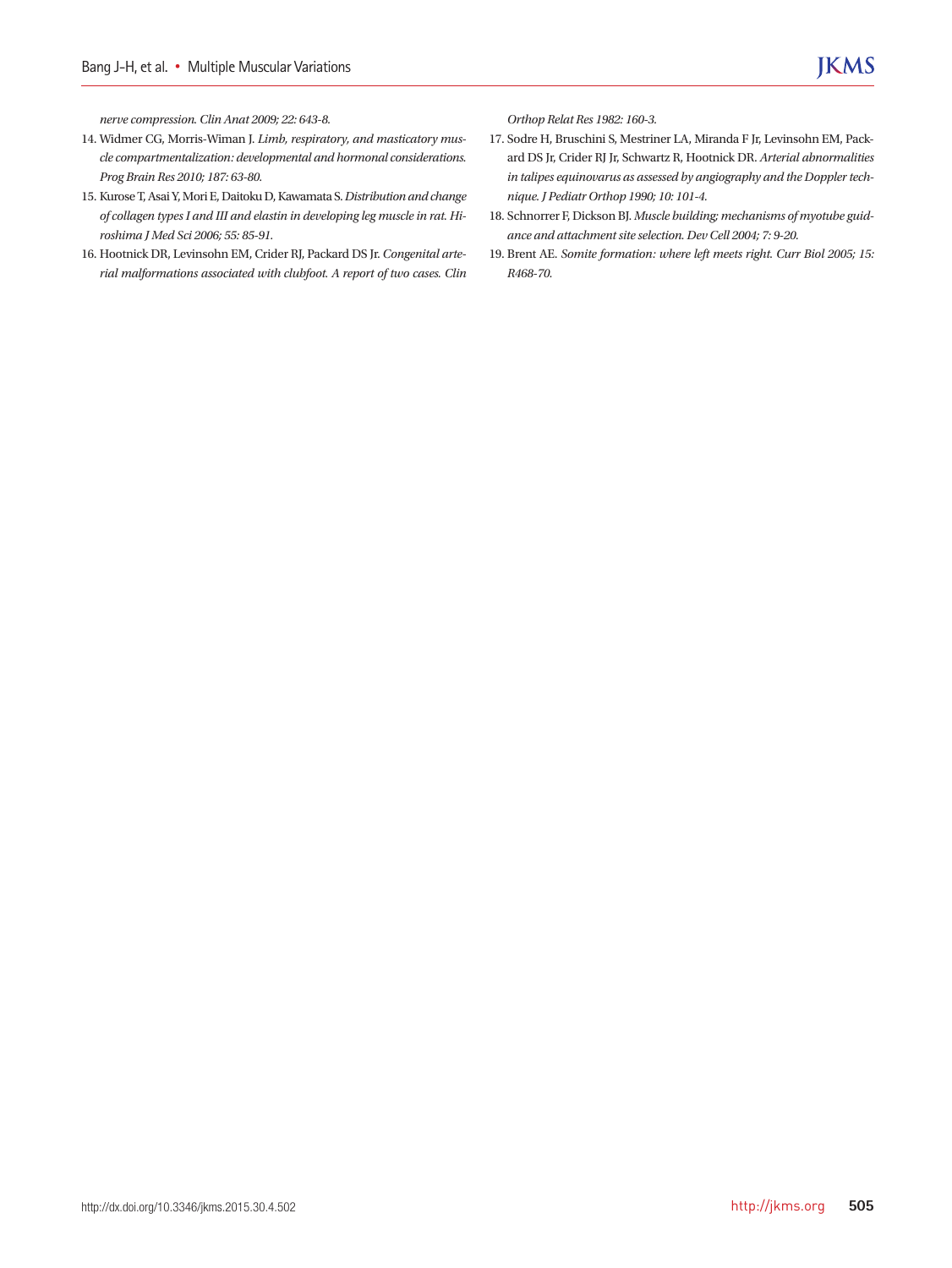*nerve compression. Clin Anat 2009; 22: 643-8.*

14. Widmer CG, Morris-Wiman J. *Limb, respiratory, and masticatory muscle compartmentalization: developmental and hormonal considerations. Prog Brain Res 2010; 187: 63-80.*
15. Kurose T, Asai Y, Mori E, Daitoku D, Kawamata S. *Distribution and change of collagen types I and III and elastin in developing leg muscle in rat. Hiroshima J Med Sci 2006; 55: 85-91.*
16. Hootnick DR, Levinsohn EM, Crider RJ, Packard DS Jr. *Congenital arterial malformations associated with clubfoot. A report of two cases. Clin Orthop Relat Res 1982: 160-3.*
17. Sodre H, Bruschini S, Mestriner LA, Miranda F Jr, Levinsohn EM, Packard DS Jr, Crider RJ Jr, Schwartz R, Hootnick DR. *Arterial abnormalities in talipes equinovarus as assessed by angiography and the Doppler technique. J Pediatr Orthop 1990; 10: 101-4.*
18. Schnorrer F, Dickson BJ. *Muscle building; mechanisms of myotube guidance and attachment site selection. Dev Cell 2004; 7: 9-20.*
19. Brent AE. *Somite formation: where left meets right. Curr Biol 2005; 15: R468-70.*